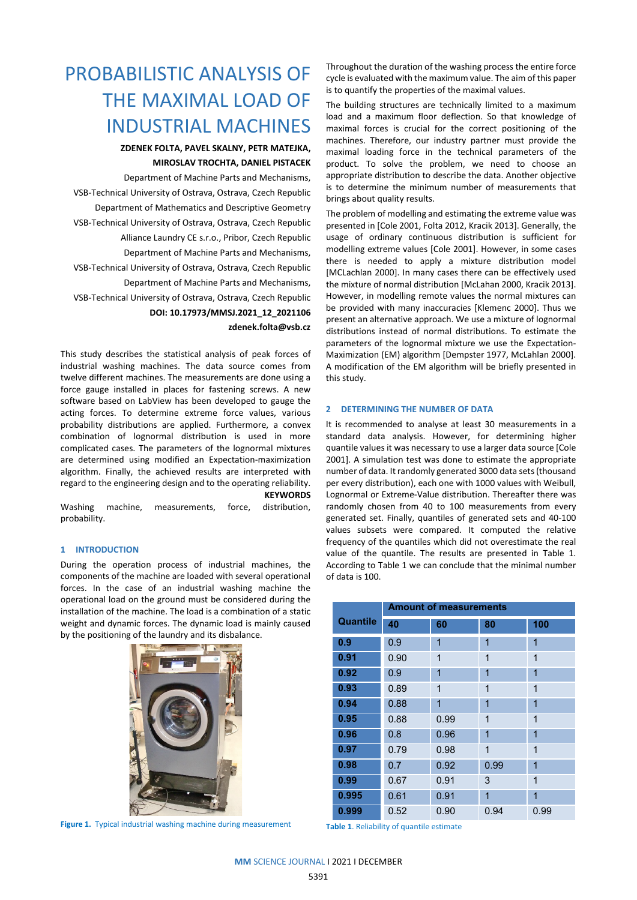# PROBABILISTIC ANALYSIS OF THE MAXIMAL LOAD OF INDUSTRIAL MACHINES

**ZDENEK FOLTA, PAVEL SKALNY, PETR MATEJKA, MIROSLAV TROCHTA, DANIEL PISTACEK**

Department of Machine Parts and Mechanisms,
VSB-Technical University of Ostrava, Ostrava, Czech Republic
Department of Mathematics and Descriptive Geometry
VSB-Technical University of Ostrava, Ostrava, Czech Republic
Alliance Laundry CE s.r.o., Pribor, Czech Republic
Department of Machine Parts and Mechanisms,
VSB-Technical University of Ostrava, Ostrava, Czech Republic
Department of Machine Parts and Mechanisms,
VSB-Technical University of Ostrava, Ostrava, Czech Republic

**DOI: 10.17973/MMSJ.2021_12_2021106**

**zdenek.folta@vsb.cz**

This study describes the statistical analysis of peak forces of industrial washing machines. The data source comes from twelve different machines. The measurements are done using a force gauge installed in places for fastening screws. A new software based on LabView has been developed to gauge the acting forces. To determine extreme force values, various probability distributions are applied. Furthermore, a convex combination of lognormal distribution is used in more complicated cases. The parameters of the lognormal mixtures are determined using modified an Expectation-maximization algorithm. Finally, the achieved results are interpreted with regard to the engineering design and to the operating reliability.

**KEYWORDS**

Washing machine, measurements, force, distribution, probability.

## 1 INTRODUCTION

During the operation process of industrial machines, the components of the machine are loaded with several operational forces. In the case of an industrial washing machine the operational load on the ground must be considered during the installation of the machine. The load is a combination of a static weight and dynamic forces. The dynamic load is mainly caused by the positioning of the laundry and its disbalance.

**Figure 1.** Typical industrial washing machine during measurement

Throughout the duration of the washing process the entire force cycle is evaluated with the maximum value. The aim of this paper is to quantify the properties of the maximal values.

The building structures are technically limited to a maximum load and a maximum floor deflection. So that knowledge of maximal forces is crucial for the correct positioning of the machines. Therefore, our industry partner must provide the maximal loading force in the technical parameters of the product. To solve the problem, we need to choose an appropriate distribution to describe the data. Another objective is to determine the minimum number of measurements that brings about quality results.

The problem of modelling and estimating the extreme value was presented in [Cole 2001, Folta 2012, Kracik 2013]. Generally, the usage of ordinary continuous distribution is sufficient for modelling extreme values [Cole 2001]. However, in some cases there is needed to apply a mixture distribution model [MCLachlan 2000]. In many cases there can be effectively used the mixture of normal distribution [McLahan 2000, Kracik 2013]. However, in modelling remote values the normal mixtures can be provided with many inaccuracies [Klemenc 2000]. Thus we present an alternative approach. We use a mixture of lognormal distributions instead of normal distributions. To estimate the parameters of the lognormal mixture we use the Expectation-Maximization (EM) algorithm [Dempster 1977, McLahlan 2000]. A modification of the EM algorithm will be briefly presented in this study.

## 2 DETERMINING THE NUMBER OF DATA

It is recommended to analyse at least 30 measurements in a standard data analysis. However, for determining higher quantile values it was necessary to use a larger data source [Cole 2001]. A simulation test was done to estimate the appropriate number of data. It randomly generated 3000 data sets (thousand per every distribution), each one with 1000 values with Weibull, Lognormal or Extreme-Value distribution. Thereafter there was randomly chosen from 40 to 100 measurements from every generated set. Finally, quantiles of generated sets and 40-100 values subsets were compared. It computed the relative frequency of the quantiles which did not overestimate the real value of the quantile. The results are presented in Table 1. According to Table 1 we can conclude that the minimal number of data is 100.

| Quantile | Amount of measurements | | | |
|---|---|---|---|---|
| | 40 | 60 | 80 | 100 |
| 0.9 | 0.9 | 1 | 1 | 1 |
| 0.91 | 0.90 | 1 | 1 | 1 |
| 0.92 | 0.9 | 1 | 1 | 1 |
| 0.93 | 0.89 | 1 | 1 | 1 |
| 0.94 | 0.88 | 1 | 1 | 1 |
| 0.95 | 0.88 | 0.99 | 1 | 1 |
| 0.96 | 0.8 | 0.96 | 1 | 1 |
| 0.97 | 0.79 | 0.98 | 1 | 1 |
| 0.98 | 0.7 | 0.92 | 0.99 | 1 |
| 0.99 | 0.67 | 0.91 | 3 | 1 |
| 0.995 | 0.61 | 0.91 | 1 | 1 |
| 0.999 | 0.52 | 0.90 | 0.94 | 0.99 |

**Table 1.** Reliability of quantile estimate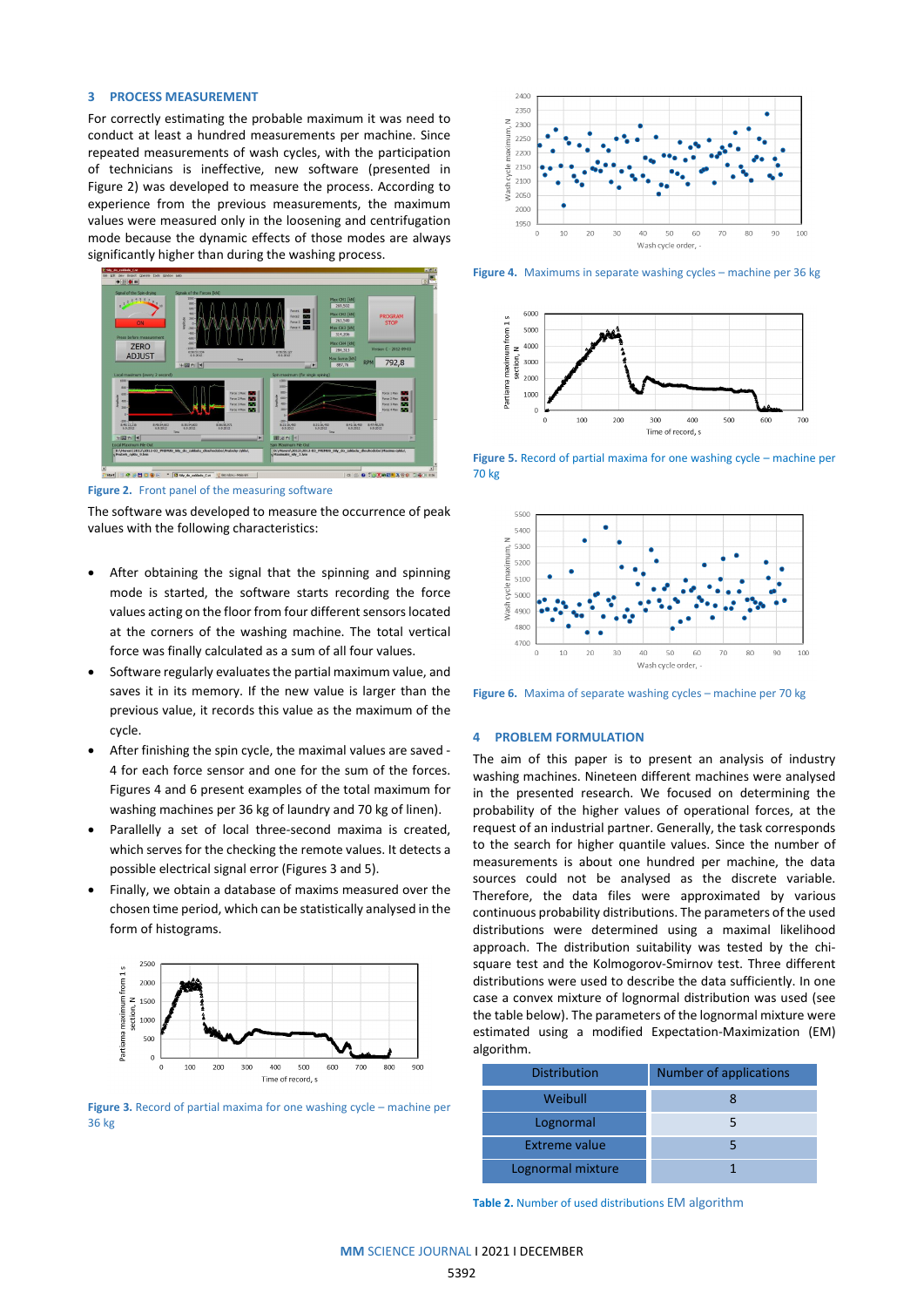## 3 PROCESS MEASUREMENT

For correctly estimating the probable maximum it was need to conduct at least a hundred measurements per machine. Since repeated measurements of wash cycles, with the participation of technicians is ineffective, new software (presented in Figure 2) was developed to measure the process. According to experience from the previous measurements, the maximum values were measured only in the loosening and centrifugation mode because the dynamic effects of those modes are always significantly higher than during the washing process.

**Figure 2.** Front panel of the measuring software

The software was developed to measure the occurrence of peak values with the following characteristics:

- After obtaining the signal that the spinning and spinning mode is started, the software starts recording the force values acting on the floor from four different sensors located at the corners of the washing machine. The total vertical force was finally calculated as a sum of all four values.
- Software regularly evaluates the partial maximum value, and saves it in its memory. If the new value is larger than the previous value, it records this value as the maximum of the cycle.
- After finishing the spin cycle, the maximal values are saved - 4 for each force sensor and one for the sum of the forces. Figures 4 and 6 present examples of the total maximum for washing machines per 36 kg of laundry and 70 kg of linen).
- Parallelly a set of local three-second maxima is created, which serves for the checking the remote values. It detects a possible electrical signal error (Figures 3 and 5).
- Finally, we obtain a database of maxims measured over the chosen time period, which can be statistically analysed in the form of histograms.

**Figure 3.** Record of partial maxima for one washing cycle – machine per 36 kg

**Figure 4.** Maximums in separate washing cycles – machine per 36 kg

**Figure 5.** Record of partial maxima for one washing cycle – machine per 70 kg

**Figure 6.** Maxima of separate washing cycles – machine per 70 kg

## 4 PROBLEM FORMULATION

The aim of this paper is to present an analysis of industry washing machines. Nineteen different machines were analysed in the presented research. We focused on determining the probability of the higher values of operational forces, at the request of an industrial partner. Generally, the task corresponds to the search for higher quantile values. Since the number of measurements is about one hundred per machine, the data sources could not be analysed as the discrete variable. Therefore, the data files were approximated by various continuous probability distributions. The parameters of the used distributions were determined using a maximal likelihood approach. The distribution suitability was tested by the chi-square test and the Kolmogorov-Smirnov test. Three different distributions were used to describe the data sufficiently. In one case a convex mixture of lognormal distribution was used (see the table below). The parameters of the lognormal mixture were estimated using a modified Expectation-Maximization (EM) algorithm.

| Distribution | Number of applications |
|---|---|
| Weibull | 8 |
| Lognormal | 5 |
| Extreme value | 5 |
| Lognormal mixture | 1 |

**Table 2.** Number of used distributions EM algorithm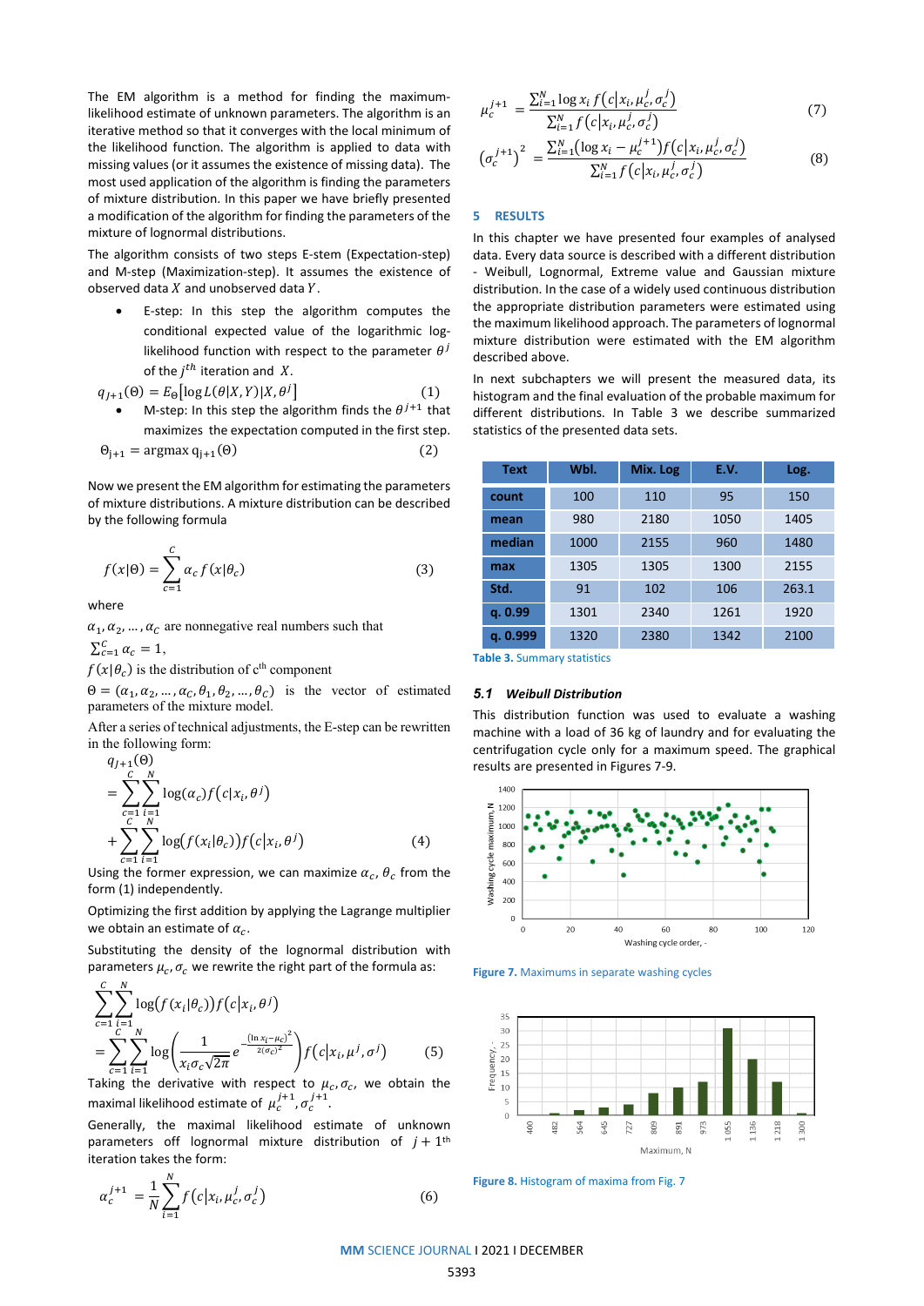The EM algorithm is a method for finding the maximum-likelihood estimate of unknown parameters. The algorithm is an iterative method so that it converges with the local minimum of the likelihood function. The algorithm is applied to data with missing values (or it assumes the existence of missing data). The most used application of the algorithm is finding the parameters of mixture distribution. In this paper we have briefly presented a modification of the algorithm for finding the parameters of the mixture of lognormal distributions.

The algorithm consists of two steps E-stem (Expectation-step) and M-step (Maximization-step). It assumes the existence of observed data $X$ and unobserved data $Y$.

- E-step: In this step the algorithm computes the conditional expected value of the logarithmic log-likelihood function with respect to the parameter $\theta^j$ of the $j^{th}$ iteration and $X$.

$$q_{J+1}(\Theta) = E_\Theta\left[\log L(\theta|X,Y)|X,\theta^j\right] \qquad (1)$$

- M-step: In this step the algorithm finds the $\theta^{j+1}$ that maximizes the expectation computed in the first step.

$$\Theta_{j+1} = \operatorname{argmax} q_{j+1}(\Theta) \qquad (2)$$

Now we present the EM algorithm for estimating the parameters of mixture distributions. A mixture distribution can be described by the following formula

$$f(x|\Theta) = \sum_{c=1}^{C} \alpha_c f(x|\theta_c) \qquad (3)$$

where

$\alpha_1, \alpha_2, \ldots, \alpha_C$ are nonnegative real numbers such that $\sum_{c=1}^{C} \alpha_c = 1$,

$f(x|\theta_c)$ is the distribution of c[th] component

$\Theta = (\alpha_1, \alpha_2, \ldots, \alpha_C, \theta_1, \theta_2, \ldots, \theta_C)$ is the vector of estimated parameters of the mixture model.

After a series of technical adjustments, the E-step can be rewritten in the following form:

$$q_{J+1}(\Theta) = \sum_{c=1}^{C}\sum_{i=1}^{N} \log(\alpha_c) f(c|x_i,\theta^j) + \sum_{c=1}^{C}\sum_{i=1}^{N} \log\big(f(x_i|\theta_c)\big) f(c|x_i,\theta^j) \qquad (4)$$

Using the former expression, we can maximize $\alpha_c$, $\theta_c$ from the form (1) independently.

Optimizing the first addition by applying the Lagrange multiplier we obtain an estimate of $\alpha_c$.

Substituting the density of the lognormal distribution with parameters $\mu_c, \sigma_c$ we rewrite the right part of the formula as:

$$\sum_{c=1}^{C}\sum_{i=1}^{N} \log\big(f(x_i|\theta_c)\big) f(c|x_i,\theta^j) = \sum_{c=1}^{C}\sum_{i=1}^{N} \log\left(\frac{1}{x_i\sigma_c\sqrt{2\pi}} e^{-\frac{(\ln x_i-\mu_c)^2}{2(\sigma_c)^2}}\right) f(c|x_i,\mu^j,\sigma^j) \qquad (5)$$

Taking the derivative with respect to $\mu_c, \sigma_c$, we obtain the maximal likelihood estimate of $\mu_c^{j+1}, \sigma_c^{j+1}$.

Generally, the maximal likelihood estimate of unknown parameters off lognormal mixture distribution of $j+1$[th] iteration takes the form:

$$\alpha_c^{j+1} = \frac{1}{N}\sum_{i=1}^{N} f(c|x_i,\mu_c^j,\sigma_c^j) \qquad (6)$$

$$\mu_c^{j+1} = \frac{\sum_{i=1}^{N} \log x_i\, f(c|x_i,\mu_c^j,\sigma_c^j)}{\sum_{i=1}^{N} f(c|x_i,\mu_c^j,\sigma_c^j)} \qquad (7)$$

$$\left(\sigma_c^{j+1}\right)^2 = \frac{\sum_{i=1}^{N} (\log x_i - \mu_c^{j+1}) f(c|x_i,\mu_c^j,\sigma_c^j)}{\sum_{i=1}^{N} f(c|x_i,\mu_c^j,\sigma_c^j)} \qquad (8)$$

## 5 RESULTS

In this chapter we have presented four examples of analysed data. Every data source is described with a different distribution - Weibull, Lognormal, Extreme value and Gaussian mixture distribution. In the case of a widely used continuous distribution the appropriate distribution parameters were estimated using the maximum likelihood approach. The parameters of lognormal mixture distribution were estimated with the EM algorithm described above.

In next subchapters we will present the measured data, its histogram and the final evaluation of the probable maximum for different distributions. In Table 3 we describe summarized statistics of the presented data sets.

| Text | Wbl. | Mix. Log | E.V. | Log. |
|---|---|---|---|---|
| count | 100 | 110 | 95 | 150 |
| mean | 980 | 2180 | 1050 | 1405 |
| median | 1000 | 2155 | 960 | 1480 |
| max | 1305 | 1305 | 1300 | 2155 |
| Std. | 91 | 102 | 106 | 263.1 |
| q. 0.99 | 1301 | 2340 | 1261 | 1920 |
| q. 0.999 | 1320 | 2380 | 1342 | 2100 |

Table 3. Summary statistics

### 5.1 Weibull Distribution

This distribution function was used to evaluate a washing machine with a load of 36 kg of laundry and for evaluating the centrifugation cycle only for a maximum speed. The graphical results are presented in Figures 7-9.

Figure 7. Maximums in separate washing cycles

Figure 8. Histogram of maxima from Fig. 7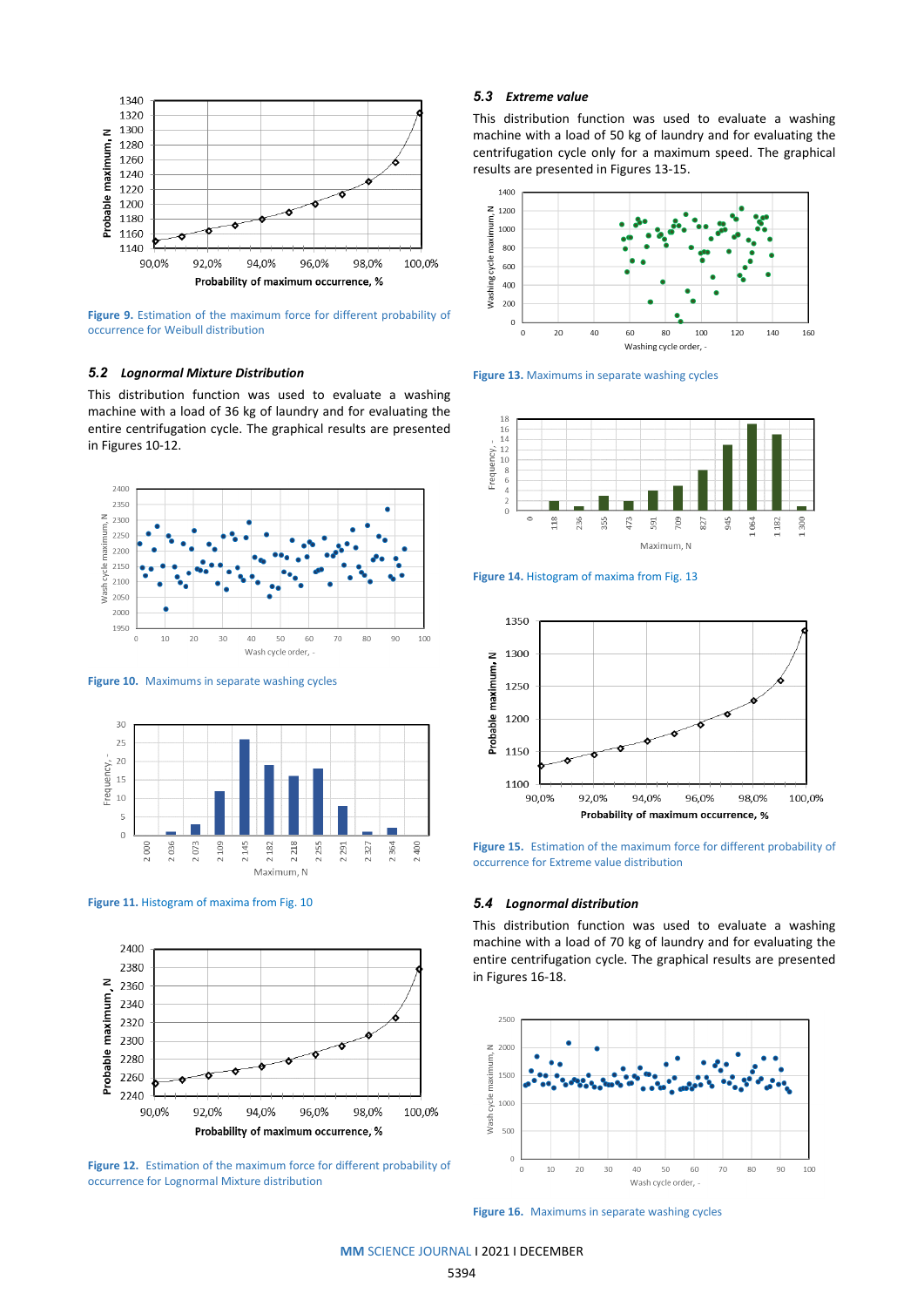Figure 9. Estimation of the maximum force for different probability of occurrence for Weibull distribution

### 5.2 *Lognormal Mixture Distribution*

This distribution function was used to evaluate a washing machine with a load of 36 kg of laundry and for evaluating the entire centrifugation cycle. The graphical results are presented in Figures 10-12.

Figure 10. Maximums in separate washing cycles

Figure 11. Histogram of maxima from Fig. 10

Figure 12. Estimation of the maximum force for different probability of occurrence for Lognormal Mixture distribution

### 5.3 *Extreme value*

This distribution function was used to evaluate a washing machine with a load of 50 kg of laundry and for evaluating the centrifugation cycle only for a maximum speed. The graphical results are presented in Figures 13-15.

Figure 13. Maximums in separate washing cycles

Figure 14. Histogram of maxima from Fig. 13

Figure 15. Estimation of the maximum force for different probability of occurrence for Extreme value distribution

### 5.4 *Lognormal distribution*

This distribution function was used to evaluate a washing machine with a load of 70 kg of laundry and for evaluating the entire centrifugation cycle. The graphical results are presented in Figures 16-18.

Figure 16. Maximums in separate washing cycles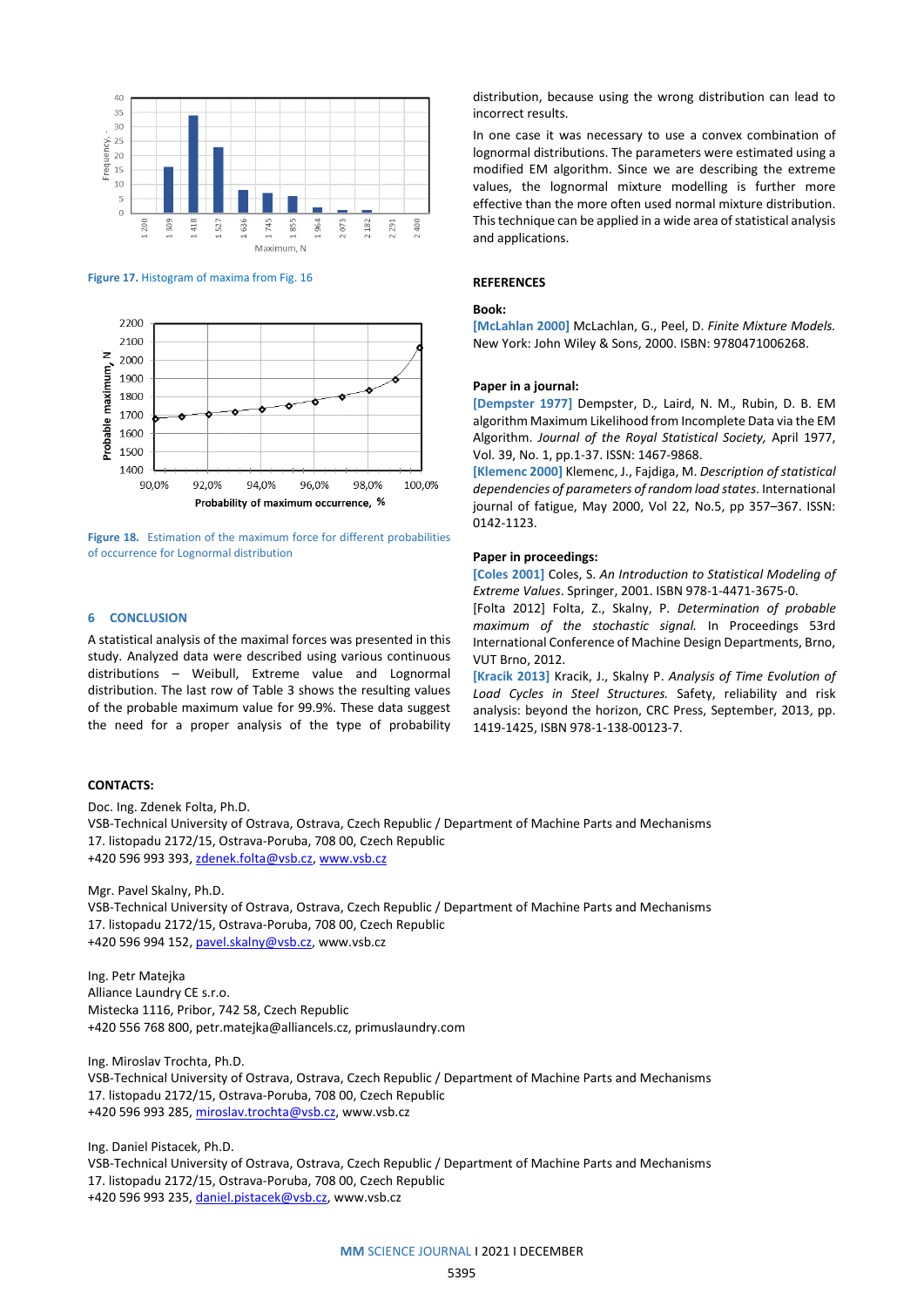40
35
30
25
20
15
10
5
0

Frequency, -

1 200
1 309
1 418
1 527
1 636
1 745
1 855
1 964
2 073
2 182
2 291
2 400

Maximum, N

**Figure 17.** Histogram of maxima from Fig. 16

2200
2100
2000
1900
1800
1700
1600
1500
1400

Probable maximum, N

90,0%
92,0%
94,0%
96,0%
98,0%
100,0%

Probability of maximum occurrence, %

**Figure 18.** Estimation of the maximum force for different probabilities of occurrence for Lognormal distribution

## 6 CONCLUSION

A statistical analysis of the maximal forces was presented in this study. Analyzed data were described using various continuous distributions – Weibull, Extreme value and Lognormal distribution. The last row of Table 3 shows the resulting values of the probable maximum value for 99.9%. These data suggest the need for a proper analysis of the type of probability distribution, because using the wrong distribution can lead to incorrect results.

In one case it was necessary to use a convex combination of lognormal distributions. The parameters were estimated using a modified EM algorithm. Since we are describing the extreme values, the lognormal mixture modelling is further more effective than the more often used normal mixture distribution. This technique can be applied in a wide area of statistical analysis and applications.

## REFERENCES

**Book:**

[McLahlan 2000] McLachlan, G., Peel, D. *Finite Mixture Models.* New York: John Wiley & Sons, 2000. ISBN: 9780471006268.

**Paper in a journal:**

[Dempster 1977] Dempster, D., Laird, N. M., Rubin, D. B. EM algorithm Maximum Likelihood from Incomplete Data via the EM Algorithm. *Journal of the Royal Statistical Society,* April 1977, Vol. 39, No. 1, pp.1-37. ISSN: 1467-9868.

[Klemenc 2000] Klemenc, J., Fajdiga, M. *Description of statistical dependencies of parameters of random load states*. International journal of fatigue, May 2000, Vol 22, No.5, pp 357–367. ISSN: 0142-1123.

**Paper in proceedings:**

[Coles 2001] Coles, S. *An Introduction to Statistical Modeling of Extreme Values*. Springer, 2001. ISBN 978-1-4471-3675-0.

[Folta 2012] Folta, Z., Skalny, P. *Determination of probable maximum of the stochastic signal.* In Proceedings 53rd International Conference of Machine Design Departments, Brno, VUT Brno, 2012.

[Kracik 2013] Kracik, J., Skalny P. *Analysis of Time Evolution of Load Cycles in Steel Structures.* Safety, reliability and risk analysis: beyond the horizon, CRC Press, September, 2013, pp. 1419-1425, ISBN 978-1-138-00123-7.

**CONTACTS:**

Doc. Ing. Zdenek Folta, Ph.D.
VSB-Technical University of Ostrava, Ostrava, Czech Republic / Department of Machine Parts and Mechanisms
17. listopadu 2172/15, Ostrava-Poruba, 708 00, Czech Republic
+420 596 993 393, zdenek.folta@vsb.cz, www.vsb.cz

Mgr. Pavel Skalny, Ph.D.
VSB-Technical University of Ostrava, Ostrava, Czech Republic / Department of Machine Parts and Mechanisms
17. listopadu 2172/15, Ostrava-Poruba, 708 00, Czech Republic
+420 596 994 152, pavel.skalny@vsb.cz, www.vsb.cz

Ing. Petr Matejka
Alliance Laundry CE s.r.o.
Mistecka 1116, Pribor, 742 58, Czech Republic
+420 556 768 800, petr.matejka@alliancels.cz, primuslaundry.com

Ing. Miroslav Trochta, Ph.D.
VSB-Technical University of Ostrava, Ostrava, Czech Republic / Department of Machine Parts and Mechanisms
17. listopadu 2172/15, Ostrava-Poruba, 708 00, Czech Republic
+420 596 993 285, miroslav.trochta@vsb.cz, www.vsb.cz

Ing. Daniel Pistacek, Ph.D.
VSB-Technical University of Ostrava, Ostrava, Czech Republic / Department of Machine Parts and Mechanisms
17. listopadu 2172/15, Ostrava-Poruba, 708 00, Czech Republic
+420 596 993 235, daniel.pistacek@vsb.cz, www.vsb.cz